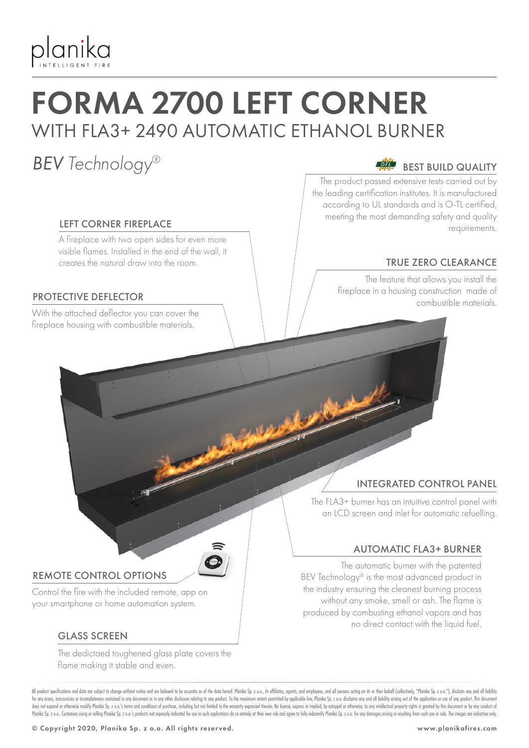planika
INTELLIGENT FIRE

# FORMA 2700 LEFT CORNER

## WITH FLA3+ 2490 AUTOMATIC ETHANOL BURNER

*BEV Technology®*

### BEST BUILD QUALITY

The product passed extensive tests carried out by the leading certification institutes. It is manufactured according to UL standards and is O-TL certified, meeting the most demanding safety and quality requirements.

### LEFT CORNER FIREPLACE

A fireplace with two open sides for even more visible flames. Installed in the end of the wall, it creates the natural draw into the room.

### TRUE ZERO CLEARANCE

The feature that allows you install the fireplace in a housing construction made of combustible materials.

### PROTECTIVE DEFLECTOR

With the attached deflector you can cover the fireplace housing with combustible materials.

### INTEGRATED CONTROL PANEL

The FLA3+ burner has an intuitive control panel with an LCD screen and inlet for automatic refuelling.

### AUTOMATIC FLA3+ BURNER

The automatic burner with the patented BEV Technology® is the most advanced product in the industry ensuring the cleanest burning process without any smoke, smell or ash. The flame is produced by combusting ethanol vapors and has no direct contact with the liquid fuel.

### REMOTE CONTROL OPTIONS

Control the fire with the included remote, app on your smartphone or home automation system.

### GLASS SCREEN

The dedictaed toughened glass plate covers the flame making it stable and even.

All product specifications and data are subject to change without notice and are believed to be accurate as of the date hereof. Planika Sp. z o.o., its affiliates, agents, and employees, and all persons acting on its or their behalf (collectively, "Planika Sp. z o.o."), disclaim any and all liability for any errors, inaccuracies or incompleteness contained in any document or in any other disclosure relating to any product. To the maximum extent permitted by applicable law, Planika Sp. z o.o. disclaims any and all liability arising out of the application or use of any product. This document does not expand or otherwise modify Planika Sp. z o.o.'s terms and conditions of purchase, including but not limited to the warranty expressed therein. No license, express or implied, by estoppel or otherwise, to any intellectual property rights is granted by this document or by any conduct of Planika Sp. z o.o.. Customers using or selling Planika Sp. z o.o.'s products not expressly indicated for use in such applications do so entirely at their own risk and agree to fully indemnify Planika Sp. z o.o. for any damages arising or resulting from such use or sale. The images are indicative only.

© Copyright 2020, Planika Sp. z o.o. All rights reserved. www.planikafires.com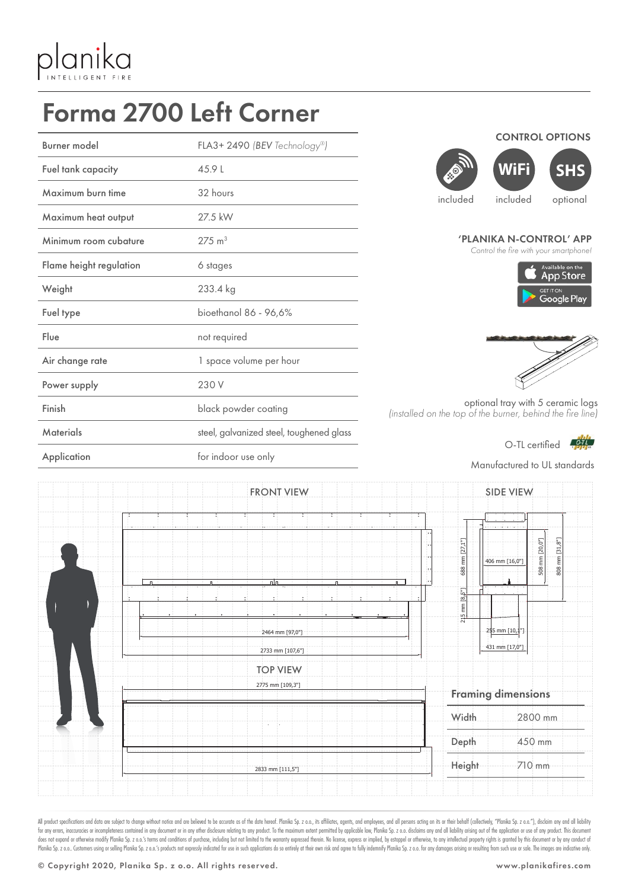planika
INTELLIGENT FIRE

# Forma 2700 Left Corner

| | |
|---|---|
| Burner model | FLA3+ 2490 *(BEV Technology®)* |
| Fuel tank capacity | 45.9 L |
| Maximum burn time | 32 hours |
| Maximum heat output | 27.5 kW |
| Minimum room cubature | 275 $m^3$ |
| Flame height regulation | 6 stages |
| Weight | 233.4 kg |
| Fuel type | bioethanol 86 - 96,6% |
| Flue | not required |
| Air change rate | 1 space volume per hour |
| Power supply | 230 V |
| Finish | black powder coating |
| Materials | steel, galvanized steel, toughened glass |
| Application | for indoor use only |

## CONTROL OPTIONS

| Remote | WiFi | SHS |
|---|---|---|
| included | included | optional |

## 'PLANIKA N-CONTROL' APP

*Control the fire with your smartphone!*

Available on the App Store

GET IT ON Google Play

optional tray with 5 ceramic logs
*(installed on the top of the burner, behind the fire line)*

O-TL certified

Manufactured to UL standards

FRONT VIEW

2464 mm [97,0"]

2733 mm [107,6"]

SIDE VIEW

688 mm [27,1"]

406 mm [16,0"]

508 mm [20,0"]

808 mm [31,8"]

215 mm [8,5"]

255 mm [10,1"]

431 mm [17,0"]

TOP VIEW

2775 mm [109,3"]

2833 mm [111,5"]

### Framing dimensions

| | |
|---|---|
| Width | 2800 mm |
| Depth | 450 mm |
| Height | 710 mm |

All product specifications and data are subject to change without notice and are believed to be accurate as of the date hereof. Planika Sp. z o.o., its affiliates, agents, and employees, and all persons acting on its or their behalf (collectively, "Planika Sp. z o.o."), disclaim any and all liability for any errors, inaccuracies or incompleteness contained in any document or in any other disclosure relating to any product. To the maximum extent permitted by applicable law, Planika Sp. z o.o. disclaims any and all liability arising out of the application or use of any product. This document does not expand or otherwise modify Planika Sp. z o.o.'s terms and conditions of purchase, including but not limited to the warranty expressed therein. No license, express or implied, by estoppel or otherwise, to any intellectual property rights is granted by this document or by any conduct of Planika Sp. z o.o.. Customers using or selling Planika Sp. z o.o.'s products not expressly indicated for use in such applications do so entirely at their own risk and agree to fully indemnify Planika Sp. z o.o. for any damages arising or resulting from such use or sale. The images are indicative only.

© Copyright 2020, Planika Sp. z o.o. All rights reserved.

www.planikafires.com